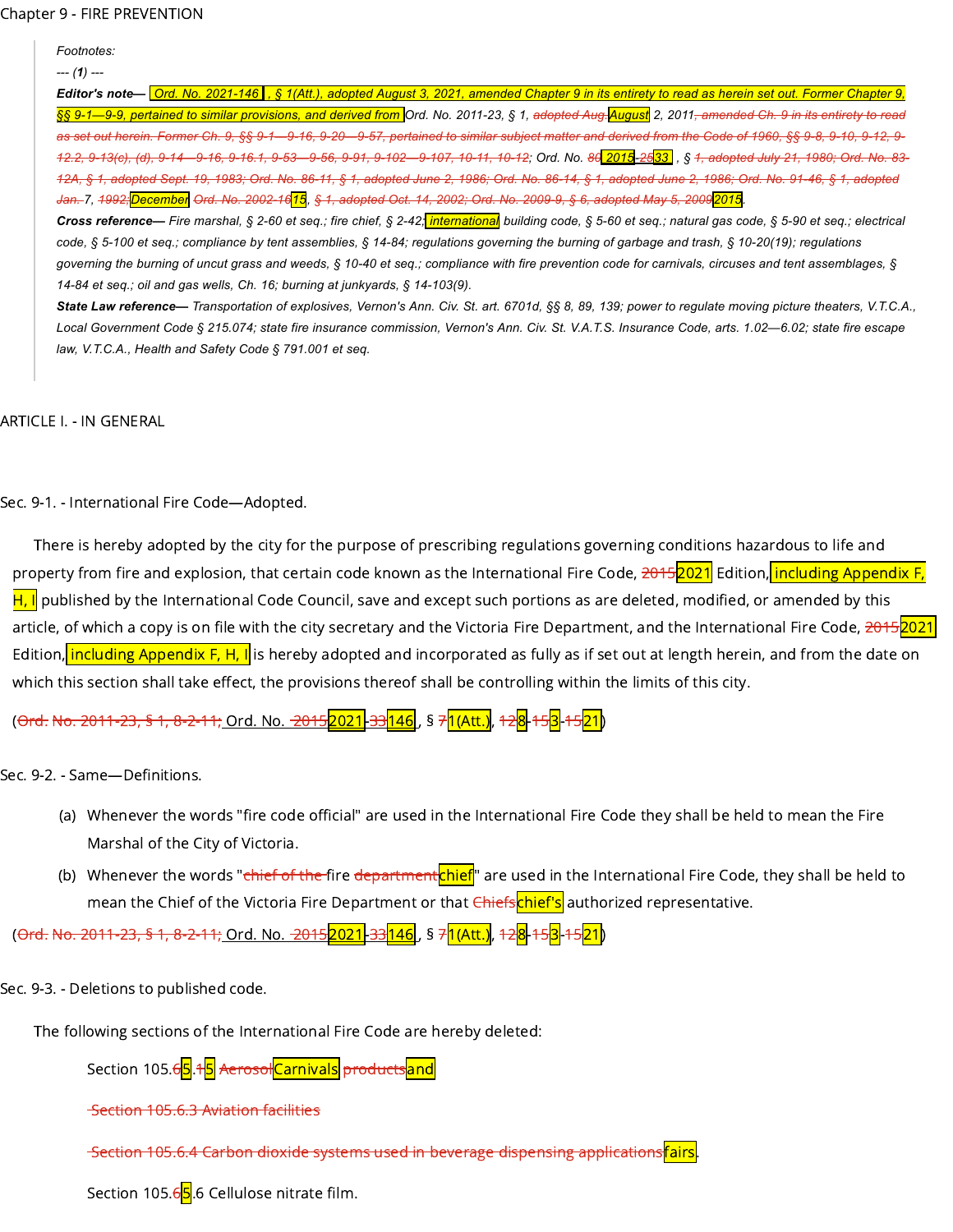# Chapter 9 - FIRE PREVENTION

> *Footnotes:*
>
> *--- (1) ---*
>
> ***Editor's note—*** *Ord. No. 2021-146 , § 1(Att.), adopted August 3, 2021, amended Chapter 9 in its entirety to read as herein set out. Former Chapter 9, §§ 9-1—9-9, pertained to similar provisions, and derived from Ord. No. 2011-23, § 1, ~~adopted Aug.~~ August 2, 2011~~, amended Ch. 9 in its entirety to read as set out herein. Former Ch. 9, §§ 9-1—9-16, 9-20—9-57, pertained to similar subject matter and derived from the Code of 1960, §§ 9-8, 9-10, 9-12, 9-12.2, 9-13(c), (d), 9-14—9-16, 9-16.1, 9-53—9-56, 9-91, 9-102—9-107, 10-11, 10-12~~; Ord. No. ~~80~~ 2015-~~25~~33 , § ~~1, adopted July 21, 1980; Ord. No. 83-12A, § 1, adopted Sept. 19, 1983; Ord. No. 86-11, § 1, adopted June 2, 1986; Ord. No. 86-14, § 1, adopted June 2, 1986; Ord. No. 91-46, § 1, adopted Jan.~~ 7, ~~1992;~~ December ~~Ord. No. 2002-16~~15, ~~§ 1, adopted Oct. 14, 2002; Ord. No. 2009-9, § 6, adopted May 5, 2009~~2015.*
>
> ***Cross reference—*** *Fire marshal, § 2-60 et seq.; fire chief, § 2-42; international building code, § 5-60 et seq.; natural gas code, § 5-90 et seq.; electrical code, § 5-100 et seq.; compliance by tent assemblies, § 14-84; regulations governing the burning of garbage and trash, § 10-20(19); regulations governing the burning of uncut grass and weeds, § 10-40 et seq.; compliance with fire prevention code for carnivals, circuses and tent assemblages, § 14-84 et seq.; oil and gas wells, Ch. 16; burning at junkyards, § 14-103(9).*
>
> ***State Law reference—*** *Transportation of explosives, Vernon's Ann. Civ. St. art. 6701d, §§ 8, 89, 139; power to regulate moving picture theaters, V.T.C.A., Local Government Code § 215.074; state fire insurance commission, Vernon's Ann. Civ. St. V.A.T.S. Insurance Code, arts. 1.02—6.02; state fire escape law, V.T.C.A., Health and Safety Code § 791.001 et seq.*

## ARTICLE I. - IN GENERAL

### Sec. 9-1. - International Fire Code—Adopted.

There is hereby adopted by the city for the purpose of prescribing regulations governing conditions hazardous to life and property from fire and explosion, that certain code known as the International Fire Code, ~~2015~~2021 Edition, including Appendix F, H, I published by the International Code Council, save and except such portions as are deleted, modified, or amended by this article, of which a copy is on file with the city secretary and the Victoria Fire Department, and the International Fire Code, ~~2015~~2021 Edition, including Appendix F, H, I is hereby adopted and incorporated as fully as if set out at length herein, and from the date on which this section shall take effect, the provisions thereof shall be controlling within the limits of this city.

(~~Ord. No. 2011-23, § 1, 8-2-11;~~ Ord. No. ~~2015~~2021-~~33~~146, § ~~7~~1(Att.), ~~12~~8-~~15~~3-~~15~~21)

### Sec. 9-2. - Same—Definitions.

(a) Whenever the words "fire code official" are used in the International Fire Code they shall be held to mean the Fire Marshal of the City of Victoria.

(b) Whenever the words "~~chief of the~~ fire ~~department~~chief" are used in the International Fire Code, they shall be held to mean the Chief of the Victoria Fire Department or that ~~Chiefs~~chief's authorized representative.

(~~Ord. No. 2011-23, § 1, 8-2-11;~~ Ord. No. ~~2015~~2021-~~33~~146, § ~~7~~1(Att.), ~~12~~8-~~15~~3-~~15~~21)

### Sec. 9-3. - Deletions to published code.

The following sections of the International Fire Code are hereby deleted:

Section 105.~~6~~5.~~1~~5 ~~Aerosol~~Carnivals ~~products~~and

~~Section 105.6.3 Aviation facilities~~

~~Section 105.6.4 Carbon dioxide systems used in beverage dispensing applications~~fairs.

Section 105.~~6~~5.6 Cellulose nitrate film.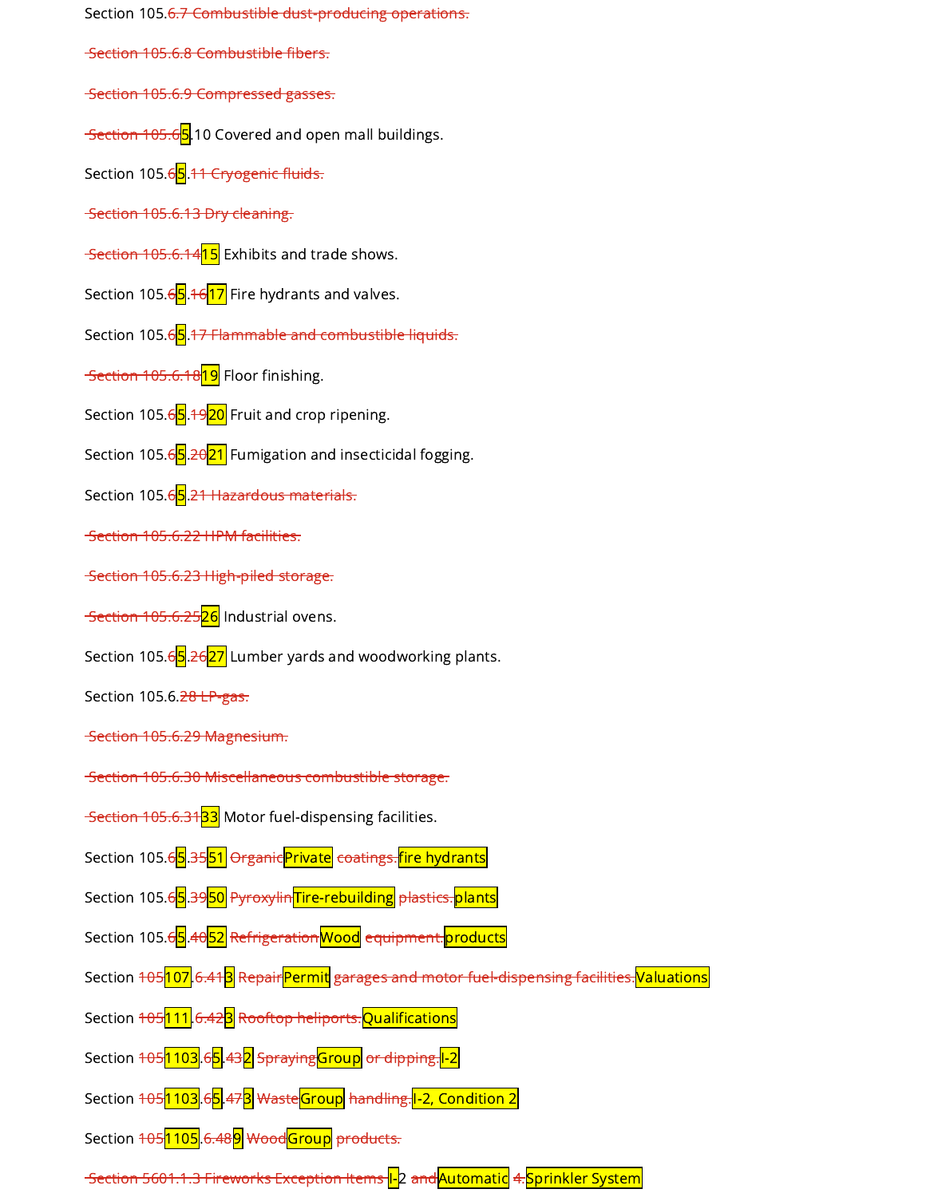Section 105.~~6.7 Combustible dust-producing operations.~~

~~Section 105.6.8 Combustible fibers.~~

~~Section 105.6.9 Compressed gasses.~~

~~Section 105.6~~5.10 Covered and open mall buildings.

Section 105.~~6~~5.~~11 Cryogenic fluids.~~

~~Section 105.6.13 Dry cleaning.~~

~~Section 105.6.14~~15 Exhibits and trade shows.

Section 105.~~6~~5.~~16~~17 Fire hydrants and valves.

Section 105.~~6~~5.~~17 Flammable and combustible liquids.~~

~~Section 105.6.18~~19 Floor finishing.

Section 105.~~6~~5.~~19~~20 Fruit and crop ripening.

Section 105.~~6~~5.~~20~~21 Fumigation and insecticidal fogging.

Section 105.~~6~~5.~~21 Hazardous materials.~~

~~Section 105.6.22 HPM facilities.~~

~~Section 105.6.23 High-piled storage.~~

~~Section 105.6.25~~26 Industrial ovens.

Section 105.~~6~~5.~~26~~27 Lumber yards and woodworking plants.

Section 105.6.~~28 LP-gas.~~

~~Section 105.6.29 Magnesium.~~

~~Section 105.6.30 Miscellaneous combustible storage.~~

~~Section 105.6.31~~33 Motor fuel-dispensing facilities.

Section 105.~~6~~5.~~35~~51 ~~Organic~~Private ~~coatings.~~fire hydrants

Section 105.~~6~~5.~~39~~50 ~~Pyroxylin~~Tire-rebuilding ~~plastics.~~plants

Section 105.~~6~~5.~~40~~52 ~~Refrigeration~~Wood ~~equipment.~~products

Section ~~105~~107.~~6.41~~3 ~~Repair~~Permit ~~garages and motor fuel-dispensing facilities.~~Valuations

Section ~~105~~111.~~6.42~~3 ~~Rooftop heliports.~~Qualifications

Section ~~105~~1103.~~6~~5.~~43~~2 ~~Spraying~~Group ~~or dipping.~~I-2

Section ~~105~~1103.~~6~~5.~~47~~3 ~~Waste~~Group ~~handling.~~I-2, Condition 2

Section ~~105~~1105.~~6.48~~9 ~~Wood~~Group ~~products.~~

~~Section 5601.1.3 Fireworks Exception Items~~ I-2 ~~and~~Automatic ~~4.~~Sprinkler System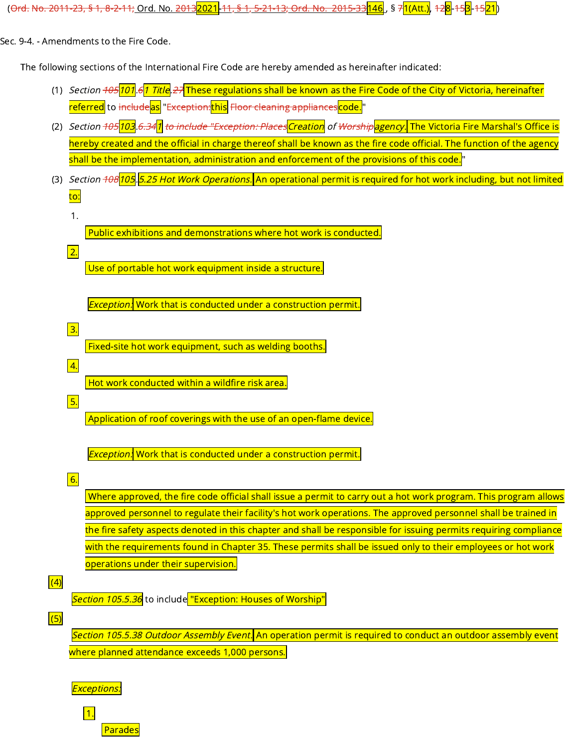(~~Ord. No. 2011-23, § 1, 8-2-11;~~ Ord. No. ~~2013~~2021-~~11, § 1, 5-21-13; Ord. No. 2015-33~~146, § ~~7~~1(Att.), ~~12~~8-~~15~~3-~~15~~21)

Sec. 9-4. - Amendments to the Fire Code.

The following sections of the International Fire Code are hereby amended as hereinafter indicated:

(1) *Section* ~~*105*~~*101*.~~*6*~~*1 Title*.~~*27*~~These regulations shall be known as the Fire Code of the City of Victoria, hereinafter referred to ~~include~~as "~~Exception:~~this ~~Floor cleaning appliances~~code."

(2) *Section* ~~*105*~~*103*.~~*6.34*~~*1* ~~*to include "Exception: Places*~~*Creation* of ~~*Worship*~~*agency*. The Victoria Fire Marshal's Office is hereby created and the official in charge thereof shall be known as the fire code official. The function of the agency shall be the implementation, administration and enforcement of the provisions of this code."

(3) *Section* ~~*108*~~*105*.*5.25 Hot Work Operations.* An operational permit is required for hot work including, but not limited to:

1. Public exhibitions and demonstrations where hot work is conducted.

2. Use of portable hot work equipment inside a structure.

   *Exception:* Work that is conducted under a construction permit.

3. Fixed-site hot work equipment, such as welding booths.

4. Hot work conducted within a wildfire risk area.

5. Application of roof coverings with the use of an open-flame device.

   *Exception:* Work that is conducted under a construction permit.

6. Where approved, the fire code official shall issue a permit to carry out a hot work program. This program allows approved personnel to regulate their facility's hot work operations. The approved personnel shall be trained in the fire safety aspects denoted in this chapter and shall be responsible for issuing permits requiring compliance with the requirements found in Chapter 35. These permits shall be issued only to their employees or hot work operations under their supervision.

(4) *Section 105.5.36* to include "Exception: Houses of Worship"

(5) *Section 105.5.38 Outdoor Assembly Event.* An operation permit is required to conduct an outdoor assembly event where planned attendance exceeds 1,000 persons.

*Exceptions:*

1. Parades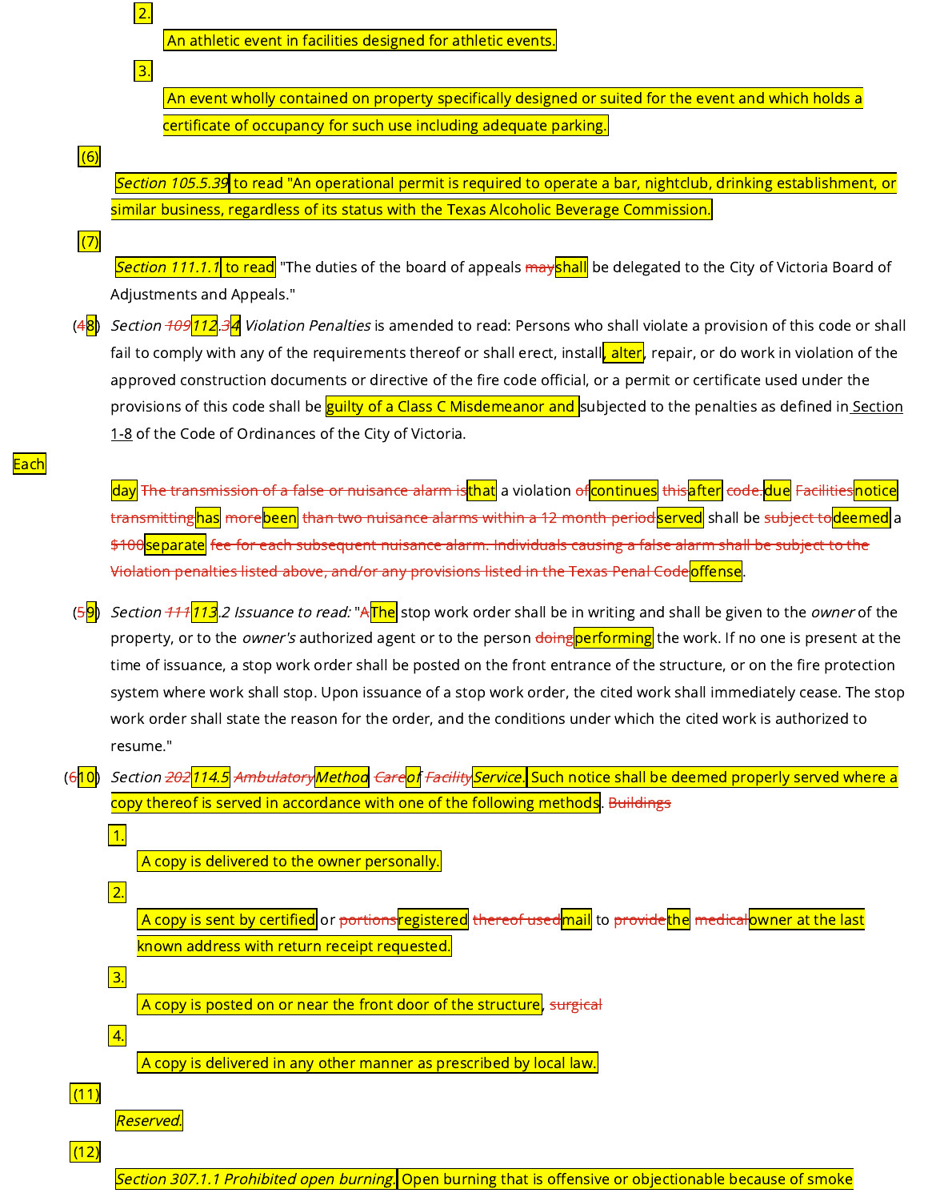2. An athletic event in facilities designed for athletic events.

3. An event wholly contained on property specifically designed or suited for the event and which holds a certificate of occupancy for such use including adequate parking.

(6) *Section 105.5.39* to read "An operational permit is required to operate a bar, nightclub, drinking establishment, or similar business, regardless of its status with the Texas Alcoholic Beverage Commission.

(7) *Section 111.1.1* to read "The duties of the board of appeals ~~may~~shall be delegated to the City of Victoria Board of Adjustments and Appeals."

(~~4~~8) *Section ~~109~~112.~~3~~4 Violation Penalties* is amended to read: Persons who shall violate a provision of this code or shall fail to comply with any of the requirements thereof or shall erect, install, alter, repair, or do work in violation of the approved construction documents or directive of the fire code official, or a permit or certificate used under the provisions of this code shall be guilty of a Class C Misdemeanor and subjected to the penalties as defined in Section 1-8 of the Code of Ordinances of the City of Victoria.

Each day ~~The transmission of a false or nuisance alarm is~~that a violation ~~of~~continues ~~this~~after ~~code.~~due ~~Facilities~~notice ~~transmitting~~has ~~more~~been ~~than two nuisance alarms within a 12 month period~~served shall be ~~subject to~~deemed a ~~$100~~separate ~~fee for each subsequent nuisance alarm. Individuals causing a false alarm shall be subject to the Violation penalties listed above, and/or any provisions listed in the Texas Penal Code~~offense.

(~~5~~9) *Section ~~111~~113.2 Issuance to read:* "~~A~~The stop work order shall be in writing and shall be given to the *owner* of the property, or to the *owner's* authorized agent or to the person ~~doing~~performing the work. If no one is present at the time of issuance, a stop work order shall be posted on the front entrance of the structure, or on the fire protection system where work shall stop. Upon issuance of a stop work order, the cited work shall immediately cease. The stop work order shall state the reason for the order, and the conditions under which the cited work is authorized to resume."

(~~6~~10) *Section ~~202~~114.5 ~~Ambulatory~~Method ~~Care~~of ~~Facility~~Service.* Such notice shall be deemed properly served where a copy thereof is served in accordance with one of the following methods. ~~Buildings~~

1. A copy is delivered to the owner personally.

2. A copy is sent by certified or ~~portions~~registered ~~thereof used~~mail to ~~provide~~the ~~medical~~owner at the last known address with return receipt requested.

3. A copy is posted on or near the front door of the structure, ~~surgical~~

4. A copy is delivered in any other manner as prescribed by local law.

(11) *Reserved.*

(12) *Section 307.1.1 Prohibited open burning.* Open burning that is offensive or objectionable because of smoke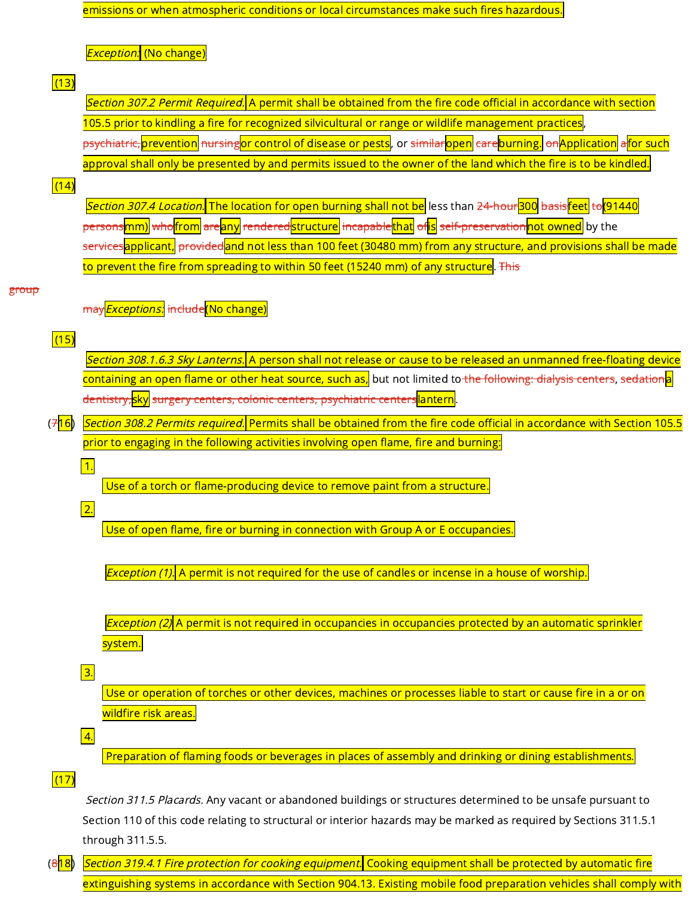emissions or when atmospheric conditions or local circumstances make such fires hazardous.

*Exception:* (No change)

(13)

*Section 307.2 Permit Required.* A permit shall be obtained from the fire code official in accordance with section 105.5 prior to kindling a fire for recognized silvicultural or range or wildlife management practices, ~~psychiatric,~~prevention ~~nursing~~or control of disease or pests, or ~~similar~~open ~~care~~burning. ~~on~~Application ~~a~~for such approval shall only be presented by and permits issued to the owner of the land which the fire is to be kindled.

(14)

*Section 307.4 Location.* The location for open burning shall not be less than ~~24-hour~~300 ~~basis~~feet ~~to~~(91440 ~~persons~~mm) ~~who~~from ~~are~~any ~~rendered~~structure ~~incapable~~that ~~of~~is ~~self-preservation~~not owned by the ~~services~~applicant, ~~provided~~and not less than 100 feet (30480 mm) from any structure, and provisions shall be made to prevent the fire from spreading to within 50 feet (15240 mm) of any structure. ~~This group~~

~~may~~*Exceptions:* ~~include~~(No change)

(15)

*Section 308.1.6.3 Sky Lanterns.* A person shall not release or cause to be released an unmanned free-floating device containing an open flame or other heat source, such as, but not limited to ~~the following: dialysis centers~~, ~~sedation~~a ~~dentistry,~~sky ~~surgery centers, colonic centers, psychiatric centers~~lantern.

(~~7~~16) *Section 308.2 Permits required.* Permits shall be obtained from the fire code official in accordance with Section 105.5 prior to engaging in the following activities involving open flame, fire and burning:

1. Use of a torch or flame-producing device to remove paint from a structure.

2. Use of open flame, fire or burning in connection with Group A or E occupancies.

   *Exception (1).* A permit is not required for the use of candles or incense in a house of worship.

   *Exception (2)* A permit is not required in occupancies in occupancies protected by an automatic sprinkler system.

3. Use or operation of torches or other devices, machines or processes liable to start or cause fire in a or on wildfire risk areas.

4. Preparation of flaming foods or beverages in places of assembly and drinking or dining establishments.

(17)

*Section 311.5 Placards.* Any vacant or abandoned buildings or structures determined to be unsafe pursuant to Section 110 of this code relating to structural or interior hazards may be marked as required by Sections 311.5.1 through 311.5.5.

(~~8~~18) *Section 319.4.1 Fire protection for cooking equipment.* Cooking equipment shall be protected by automatic fire extinguishing systems in accordance with Section 904.13. Existing mobile food preparation vehicles shall comply with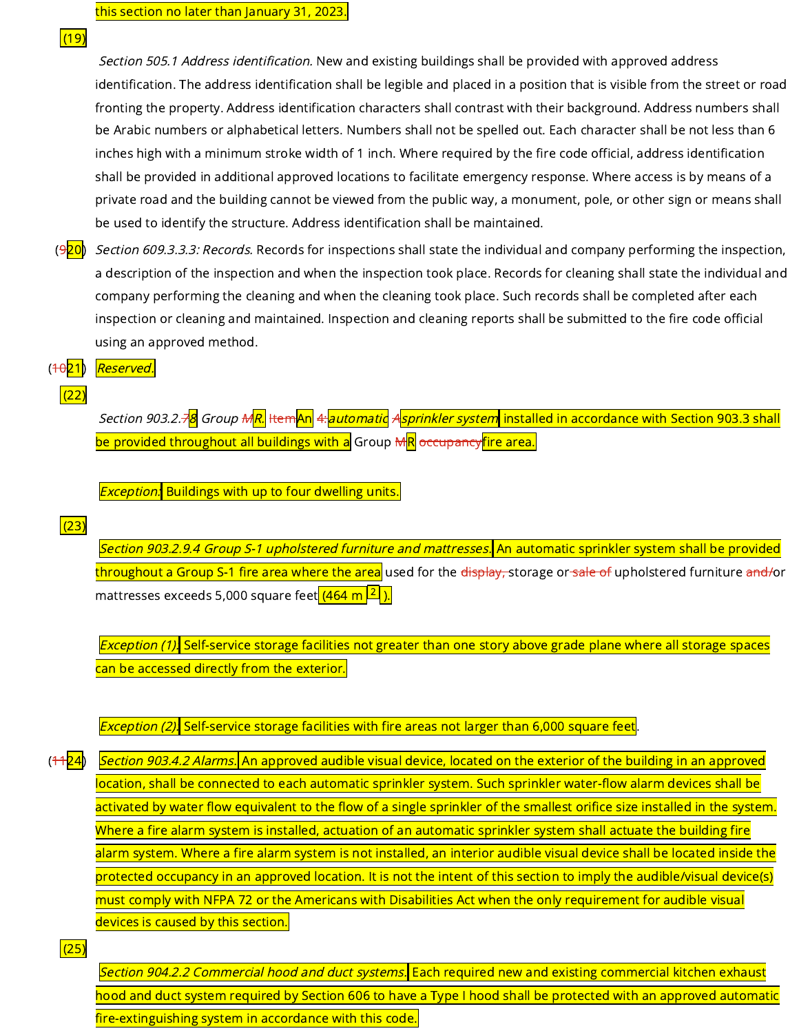this section no later than January 31, 2023.

(19)

*Section 505.1 Address identification.* New and existing buildings shall be provided with approved address identification. The address identification shall be legible and placed in a position that is visible from the street or road fronting the property. Address identification characters shall contrast with their background. Address numbers shall be Arabic numbers or alphabetical letters. Numbers shall not be spelled out. Each character shall be not less than 6 inches high with a minimum stroke width of 1 inch. Where required by the fire code official, address identification shall be provided in additional approved locations to facilitate emergency response. Where access is by means of a private road and the building cannot be viewed from the public way, a monument, pole, or other sign or means shall be used to identify the structure. Address identification shall be maintained.

(~~9~~20) *Section 609.3.3.3: Records.* Records for inspections shall state the individual and company performing the inspection, a description of the inspection and when the inspection took place. Records for cleaning shall state the individual and company performing the cleaning and when the cleaning took place. Such records shall be completed after each inspection or cleaning and maintained. Inspection and cleaning reports shall be submitted to the fire code official using an approved method.

(~~10~~21) *Reserved.*

(22)

*Section 903.2.~~7~~8 Group ~~M~~R.* ~~Item~~An ~~4.~~*automatic* ~~A~~*sprinkler system* installed in accordance with Section 903.3 shall be provided throughout all buildings with a Group ~~M~~R ~~occupancy~~fire area.

*Exception:* Buildings with up to four dwelling units.

(23)

*Section 903.2.9.4 Group S-1 upholstered furniture and mattresses.* An automatic sprinkler system shall be provided throughout a Group S-1 fire area where the area used for the ~~display,~~ storage or ~~sale of~~ upholstered furniture ~~and/~~or mattresses exceeds 5,000 square feet (464 $m^2$).

*Exception (1):* Self-service storage facilities not greater than one story above grade plane where all storage spaces can be accessed directly from the exterior.

*Exception (2):* Self-service storage facilities with fire areas not larger than 6,000 square feet.

(~~11~~24) *Section 903.4.2 Alarms.* An approved audible visual device, located on the exterior of the building in an approved location, shall be connected to each automatic sprinkler system. Such sprinkler water-flow alarm devices shall be activated by water flow equivalent to the flow of a single sprinkler of the smallest orifice size installed in the system. Where a fire alarm system is installed, actuation of an automatic sprinkler system shall actuate the building fire alarm system. Where a fire alarm system is not installed, an interior audible visual device shall be located inside the protected occupancy in an approved location. It is not the intent of this section to imply the audible/visual device(s) must comply with NFPA 72 or the Americans with Disabilities Act when the only requirement for audible visual devices is caused by this section.

(25)

*Section 904.2.2 Commercial hood and duct systems.* Each required new and existing commercial kitchen exhaust hood and duct system required by Section 606 to have a Type I hood shall be protected with an approved automatic fire-extinguishing system in accordance with this code.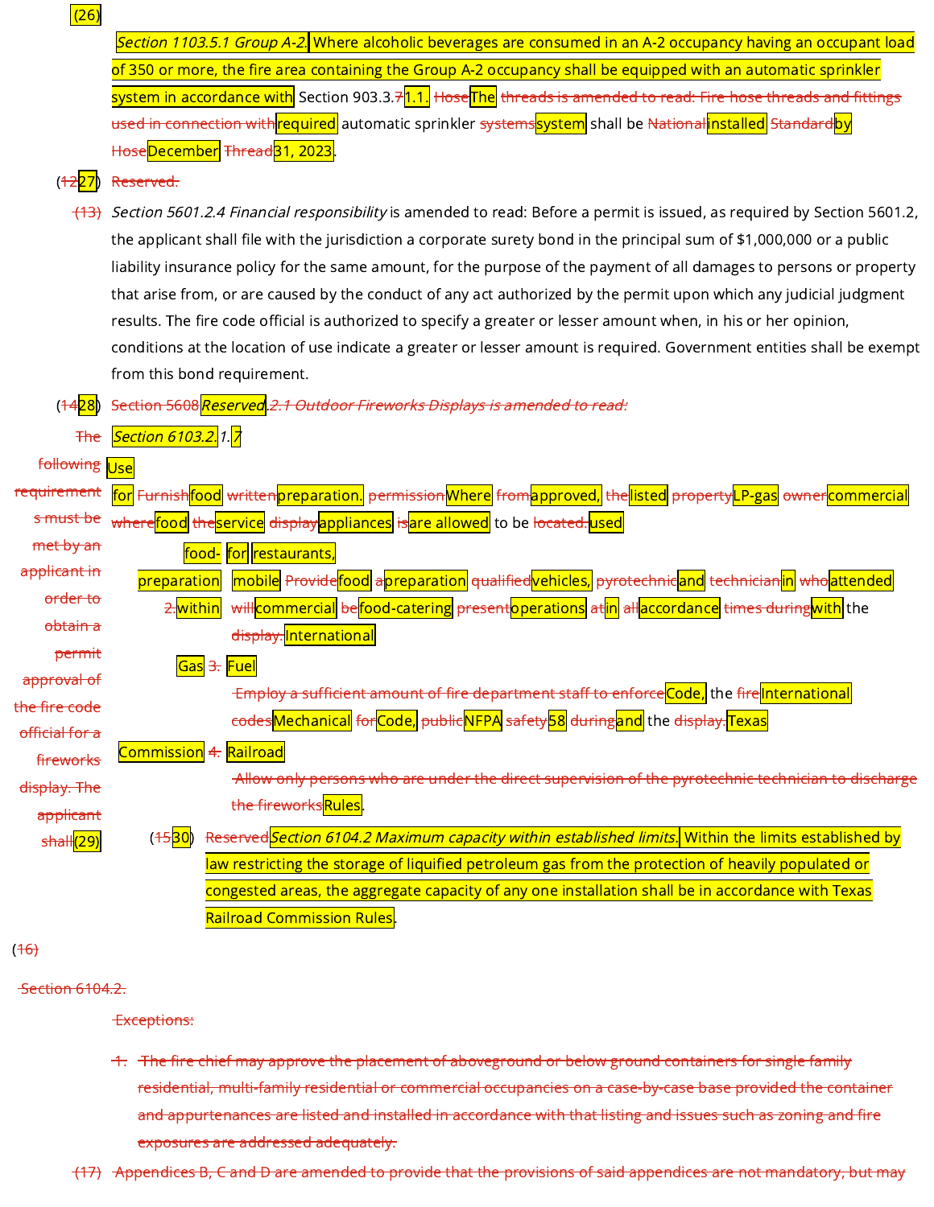(26) *Section 1103.5.1 Group A-2.* Where alcoholic beverages are consumed in an A-2 occupancy having an occupant load of 350 or more, the fire area containing the Group A-2 occupancy shall be equipped with an automatic sprinkler system in accordance with Section 903.3.~~7~~1.1. ~~Hose~~The ~~threads is amended to read: Fire hose threads and fittings used in connection with~~required automatic sprinkler ~~systems~~system shall be ~~National~~installed ~~Standard~~by ~~Hose~~December ~~Thread~~31, 2023.

(~~12~~27) ~~Reserved.~~

~~(13)~~ *Section 5601.2.4 Financial responsibility* is amended to read: Before a permit is issued, as required by Section 5601.2, the applicant shall file with the jurisdiction a corporate surety bond in the principal sum of $1,000,000 or a public liability insurance policy for the same amount, for the purpose of the payment of all damages to persons or property that arise from, or are caused by the conduct of any act authorized by the permit upon which any judicial judgment results. The fire code official is authorized to specify a greater or lesser amount when, in his or her opinion, conditions at the location of use indicate a greater or lesser amount is required. Government entities shall be exempt from this bond requirement.

(~~14~~28) ~~Section 5608~~*Reserved*~~.2.1 Outdoor Fireworks Displays is amended to read:~~

~~The following requirements must be met by an applicant in order to obtain a permit approval of the fire code official for a fireworks display. The applicant shall~~

(29) *Section 6103.2.1.7* Use for ~~Furnish~~food ~~written~~preparation. ~~permission~~Where ~~from~~approved, ~~the~~listed ~~property~~LP-gas ~~owner~~commercial ~~where~~food ~~the~~service ~~display~~appliances ~~is~~are allowed to be ~~located.~~used for food-preparation within restaurants, mobile ~~Provide~~food ~~a~~preparation ~~qualified~~vehicles, ~~pyrotechnic~~and ~~technician~~in ~~who~~attended ~~2.~~ ~~will~~commercial ~~be~~food-catering ~~present~~operations ~~at~~in ~~all~~accordance ~~times during~~with the ~~display.~~International Fuel Gas ~~3.~~ ~~Employ a sufficient amount of fire department staff to enforce~~Code, the ~~fire~~International ~~codes~~Mechanical ~~for~~Code, ~~public~~NFPA ~~safety~~58 ~~during~~and the ~~display.~~Texas Railroad Commission ~~4.~~ ~~Allow only persons who are under the direct supervision of the pyrotechnic technician to discharge the fireworks~~Rules.

(~~15~~30) ~~Reserved~~*Section 6104.2 Maximum capacity within established limits.* Within the limits established by law restricting the storage of liquified petroleum gas from the protection of heavily populated or congested areas, the aggregate capacity of any one installation shall be in accordance with Texas Railroad Commission Rules.

~~(16)~~

~~Section 6104.2.~~

~~Exceptions:~~

~~1. The fire chief may approve the placement of aboveground or below ground containers for single family residential, multi-family residential or commercial occupancies on a case-by-case base provided the container and appurtenances are listed and installed in accordance with that listing and issues such as zoning and fire exposures are addressed adequately.~~

~~(17) Appendices B, C and D are amended to provide that the provisions of said appendices are not mandatory, but may~~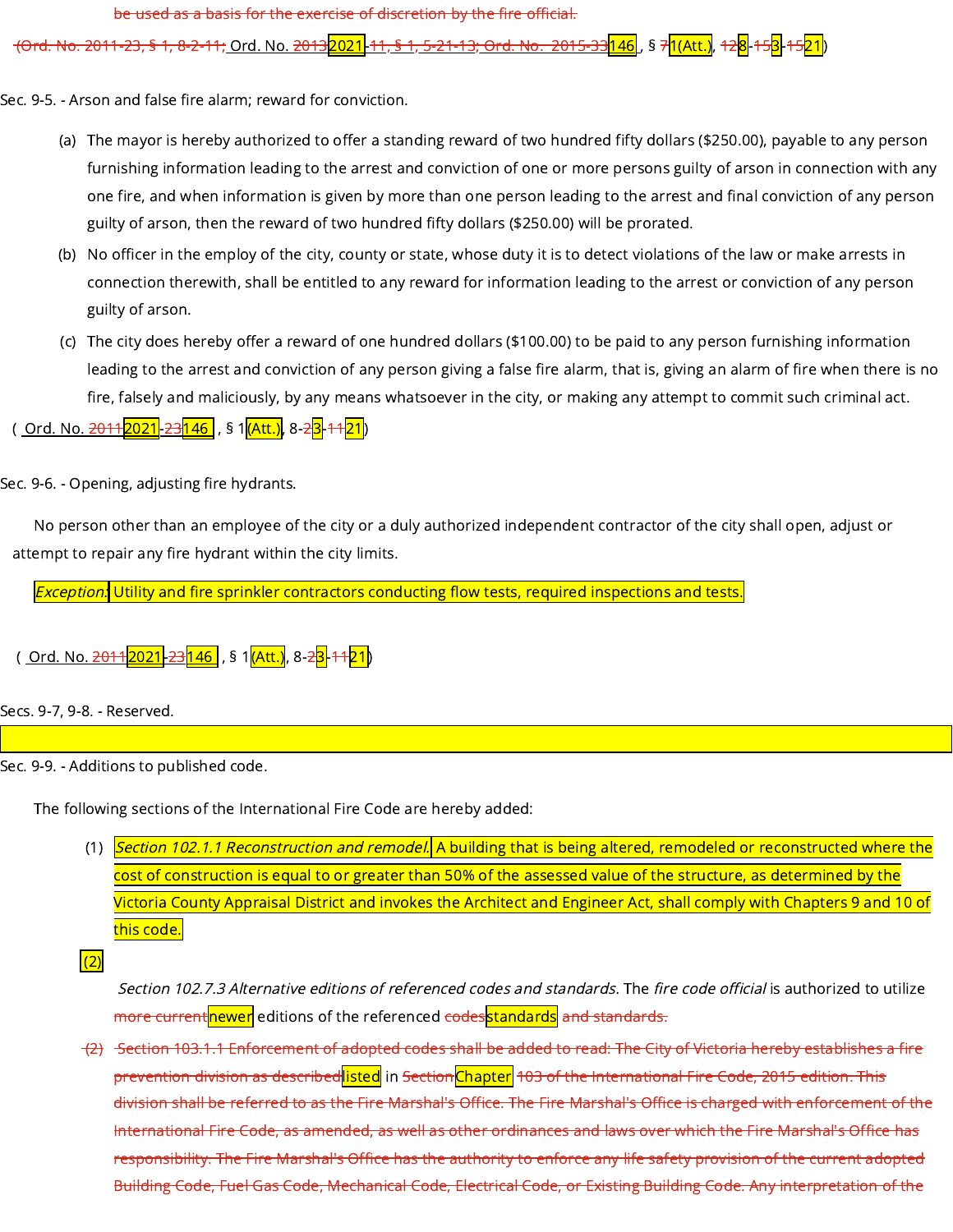~~be used as a basis for the exercise of discretion by the fire official.~~

~~(Ord. No. 2011-23, § 1, 8-2-11;~~ Ord. No. ~~2013~~2021-~~11, § 1, 5-21-13; Ord. No. 2015-33~~146, § ~~7~~1(Att.), ~~12~~8-~~15~~3-~~15~~21)

Sec. 9-5. - Arson and false fire alarm; reward for conviction.

(a) The mayor is hereby authorized to offer a standing reward of two hundred fifty dollars ($250.00), payable to any person furnishing information leading to the arrest and conviction of one or more persons guilty of arson in connection with any one fire, and when information is given by more than one person leading to the arrest and final conviction of any person guilty of arson, then the reward of two hundred fifty dollars ($250.00) will be prorated.

(b) No officer in the employ of the city, county or state, whose duty it is to detect violations of the law or make arrests in connection therewith, shall be entitled to any reward for information leading to the arrest or conviction of any person guilty of arson.

(c) The city does hereby offer a reward of one hundred dollars ($100.00) to be paid to any person furnishing information leading to the arrest and conviction of any person giving a false fire alarm, that is, giving an alarm of fire when there is no fire, falsely and maliciously, by any means whatsoever in the city, or making any attempt to commit such criminal act.

( Ord. No. ~~2011~~2021-~~23~~146 , § 1(Att.), 8-~~2~~3-~~11~~21)

Sec. 9-6. - Opening, adjusting fire hydrants.

No person other than an employee of the city or a duly authorized independent contractor of the city shall open, adjust or attempt to repair any fire hydrant within the city limits.

*Exception:* Utility and fire sprinkler contractors conducting flow tests, required inspections and tests.

( Ord. No. ~~2011~~2021-~~23~~146 , § 1(Att.), 8-~~2~~3-~~11~~21)

Secs. 9-7, 9-8. - Reserved.

Sec. 9-9. - Additions to published code.

The following sections of the International Fire Code are hereby added:

(1) *Section 102.1.1 Reconstruction and remodel.* A building that is being altered, remodeled or reconstructed where the cost of construction is equal to or greater than 50% of the assessed value of the structure, as determined by the Victoria County Appraisal District and invokes the Architect and Engineer Act, shall comply with Chapters 9 and 10 of this code.

(2) *Section 102.7.3 Alternative editions of referenced codes and standards.* The *fire code official* is authorized to utilize ~~more current~~newer editions of the referenced ~~codes~~standards ~~and standards.~~

~~(2) Section 103.1.1 Enforcement of adopted codes shall be added to read: The City of Victoria hereby establishes a fire prevention division as described~~listed in ~~Section~~Chapter ~~103 of the International Fire Code, 2015 edition. This division shall be referred to as the Fire Marshal's Office. The Fire Marshal's Office is charged with enforcement of the International Fire Code, as amended, as well as other ordinances and laws over which the Fire Marshal's Office has responsibility. The Fire Marshal's Office has the authority to enforce any life safety provision of the current adopted Building Code, Fuel Gas Code, Mechanical Code, Electrical Code, or Existing Building Code. Any interpretation of the~~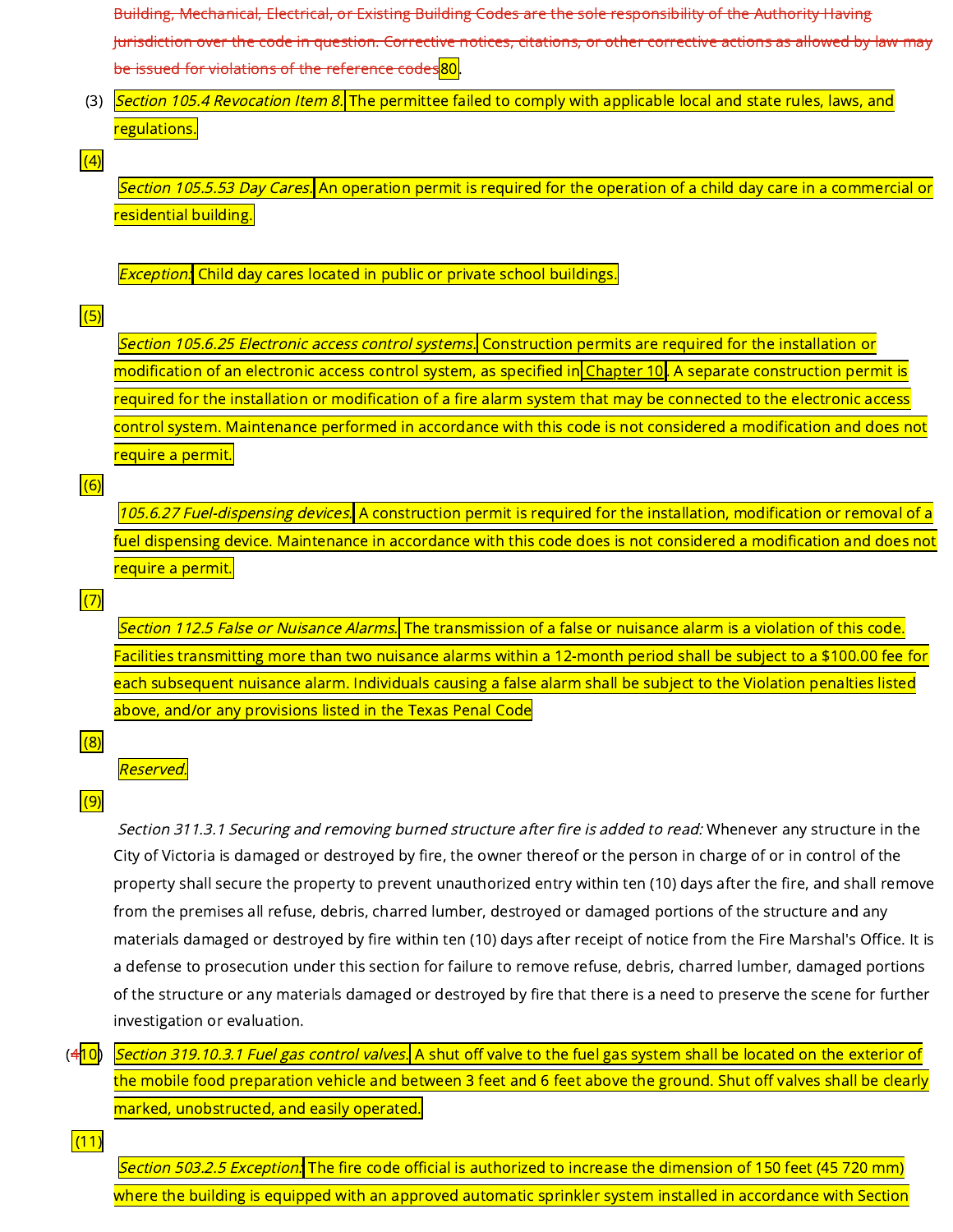~~Building, Mechanical, Electrical, or Existing Building Codes are the sole responsibility of the Authority Having Jurisdiction over the code in question. Corrective notices, citations, or other corrective actions as allowed by law may be issued for violations of the reference codes~~80.

(3) *Section 105.4 Revocation Item 8.* The permittee failed to comply with applicable local and state rules, laws, and regulations.

(4) *Section 105.5.53 Day Cares.* An operation permit is required for the operation of a child day care in a commercial or residential building.

*Exception:* Child day cares located in public or private school buildings.

(5) *Section 105.6.25 Electronic access control systems.* Construction permits are required for the installation or modification of an electronic access control system, as specified in Chapter 10. A separate construction permit is required for the installation or modification of a fire alarm system that may be connected to the electronic access control system. Maintenance performed in accordance with this code is not considered a modification and does not require a permit.

(6) *105.6.27 Fuel-dispensing devices.* A construction permit is required for the installation, modification or removal of a fuel dispensing device. Maintenance in accordance with this code does is not considered a modification and does not require a permit.

(7) *Section 112.5 False or Nuisance Alarms.* The transmission of a false or nuisance alarm is a violation of this code. Facilities transmitting more than two nuisance alarms within a 12-month period shall be subject to a $100.00 fee for each subsequent nuisance alarm. Individuals causing a false alarm shall be subject to the Violation penalties listed above, and/or any provisions listed in the Texas Penal Code

(8) *Reserved.*

(9) *Section 311.3.1 Securing and removing burned structure after fire is added to read:* Whenever any structure in the City of Victoria is damaged or destroyed by fire, the owner thereof or the person in charge of or in control of the property shall secure the property to prevent unauthorized entry within ten (10) days after the fire, and shall remove from the premises all refuse, debris, charred lumber, destroyed or damaged portions of the structure and any materials damaged or destroyed by fire within ten (10) days after receipt of notice from the Fire Marshal's Office. It is a defense to prosecution under this section for failure to remove refuse, debris, charred lumber, damaged portions of the structure or any materials damaged or destroyed by fire that there is a need to preserve the scene for further investigation or evaluation.

(~~4~~10) *Section 319.10.3.1 Fuel gas control valves.* A shut off valve to the fuel gas system shall be located on the exterior of the mobile food preparation vehicle and between 3 feet and 6 feet above the ground. Shut off valves shall be clearly marked, unobstructed, and easily operated.

(11) *Section 503.2.5 Exception:* The fire code official is authorized to increase the dimension of 150 feet (45 720 mm) where the building is equipped with an approved automatic sprinkler system installed in accordance with Section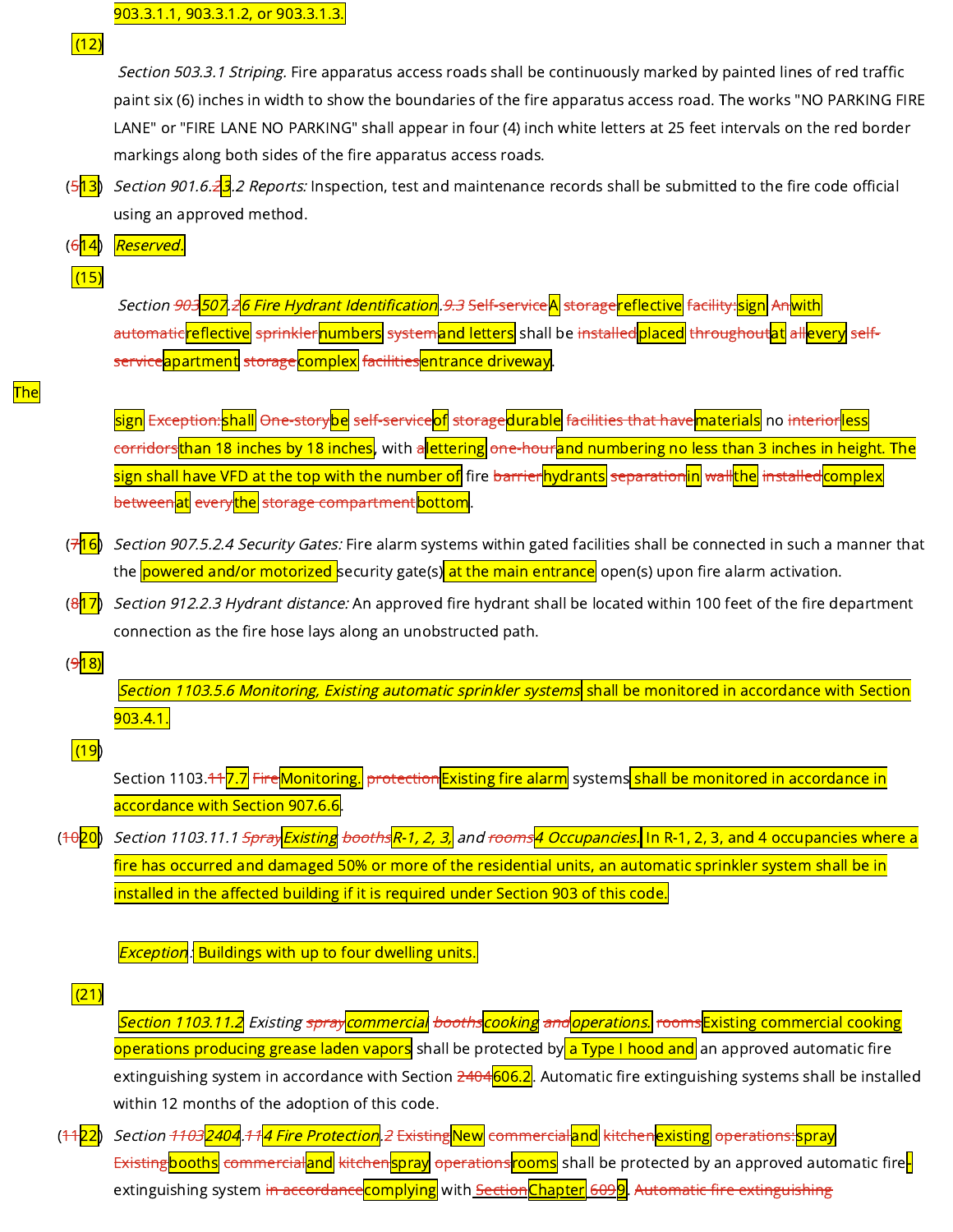903.3.1.1, 903.3.1.2, or 903.3.1.3.

(12)

*Section 503.3.1 Striping.* Fire apparatus access roads shall be continuously marked by painted lines of red traffic paint six (6) inches in width to show the boundaries of the fire apparatus access road. The works "NO PARKING FIRE LANE" or "FIRE LANE NO PARKING" shall appear in four (4) inch white letters at 25 feet intervals on the red border markings along both sides of the fire apparatus access roads.

(~~5~~13) *Section 901.6.~~2~~3.2 Reports:* Inspection, test and maintenance records shall be submitted to the fire code official using an approved method.

(~~6~~14) *Reserved.*

(15)

*Section ~~903~~507.~~2~~6 Fire Hydrant Identification*.~~9.3 Self-service~~ A ~~storage~~ reflective ~~facility:~~ sign ~~An~~ with ~~automatic~~ reflective ~~sprinkler~~ numbers ~~system~~ and letters shall be ~~installed~~ placed ~~throughout~~ at ~~all~~ every ~~self-service~~ apartment ~~storage~~ complex ~~facilities~~ entrance driveway.

The

sign ~~Exception:~~ shall ~~One-story~~ be ~~self-service~~ of ~~storage~~ durable ~~facilities that have~~ materials no ~~interior~~ less ~~corridors~~ than 18 inches by 18 inches, with ~~a~~ lettering ~~one-hour~~ and numbering no less than 3 inches in height. The sign shall have VFD at the top with the number of fire ~~barrier~~ hydrants ~~separation~~ in ~~wall~~ the ~~installed~~ complex ~~between~~ at ~~every~~ the ~~storage compartment~~ bottom.

(~~7~~16) *Section 907.5.2.4 Security Gates:* Fire alarm systems within gated facilities shall be connected in such a manner that the powered and/or motorized security gate(s) at the main entrance open(s) upon fire alarm activation.

(~~8~~17) *Section 912.2.3 Hydrant distance:* An approved fire hydrant shall be located within 100 feet of the fire department connection as the fire hose lays along an unobstructed path.

(~~9~~18)

*Section 1103.5.6 Monitoring, Existing automatic sprinkler systems* shall be monitored in accordance with Section 903.4.1.

(19)

Section 1103.~~11~~7.7 ~~Fire~~ Monitoring. ~~protection~~ Existing fire alarm systems shall be monitored in accordance in accordance with Section 907.6.6.

(~~10~~20) *Section 1103.11.1 ~~Spray~~ Existing ~~booths~~ R-1, 2, 3, and ~~rooms~~ 4 Occupancies.* In R-1, 2, 3, and 4 occupancies where a fire has occurred and damaged 50% or more of the residential units, an automatic sprinkler system shall be in installed in the affected building if it is required under Section 903 of this code.

*Exception*: Buildings with up to four dwelling units.

(21)

*Section 1103.11.2 Existing ~~spray~~ commercial ~~booths~~ cooking ~~and~~ operations.* ~~rooms~~ Existing commercial cooking operations producing grease laden vapors shall be protected by a Type I hood and an approved automatic fire extinguishing system in accordance with Section ~~2404~~ 606.2. Automatic fire extinguishing systems shall be installed within 12 months of the adoption of this code.

(~~11~~22) *Section ~~1103~~ 2404.~~11~~4 Fire Protection*.~~2 Existing~~ New ~~commercial~~ and ~~kitchen~~ existing ~~operations:~~ spray ~~Existing~~ booths ~~commercial~~ and ~~kitchen~~ spray ~~operations~~ rooms shall be protected by an approved automatic fire-extinguishing system ~~in accordance~~ complying with ~~Section~~ Chapter ~~609~~ 9. ~~Automatic fire extinguishing~~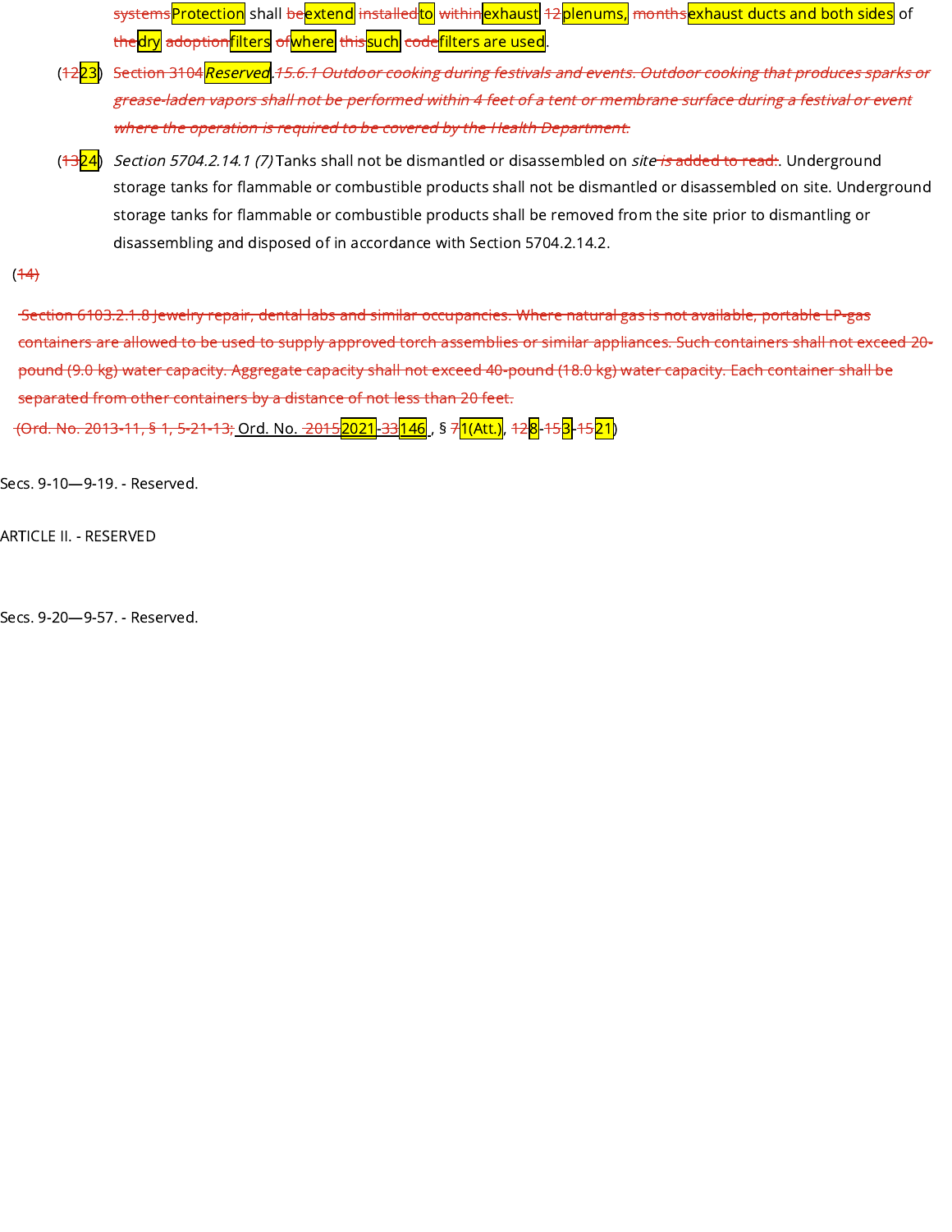~~systems~~Protection shall ~~be~~extend ~~installed~~to ~~within~~exhaust ~~12~~plenums, ~~months~~exhaust ducts and both sides of ~~the~~dry ~~adoption~~filters ~~of~~where ~~this~~such ~~code~~filters are used.

(~~12~~23) ~~Section 3104~~*Reserved*.~~*15.6.1 Outdoor cooking during festivals and events. Outdoor cooking that produces sparks or grease-laden vapors shall not be performed within 4 feet of a tent or membrane surface during a festival or event where the operation is required to be covered by the Health Department.*~~

(~~13~~24) *Section 5704.2.14.1 (7)* Tanks shall not be dismantled or disassembled on *site* ~~is added to read:~~. Underground storage tanks for flammable or combustible products shall not be dismantled or disassembled on site. Underground storage tanks for flammable or combustible products shall be removed from the site prior to dismantling or disassembling and disposed of in accordance with Section 5704.2.14.2.

(~~14)~~

~~Section 6103.2.1.8 Jewelry repair, dental labs and similar occupancies. Where natural gas is not available, portable LP-gas containers are allowed to be used to supply approved torch assemblies or similar appliances. Such containers shall not exceed 20-pound (9.0 kg) water capacity. Aggregate capacity shall not exceed 40-pound (18.0 kg) water capacity. Each container shall be separated from other containers by a distance of not less than 20 feet.~~

~~(Ord. No. 2013-11, § 1, 5-21-13;~~ Ord. No. ~~2015~~2021-~~33~~146 , § ~~7~~1(Att.), ~~12~~8-~~15~~3-~~15~~21)

Secs. 9-10—9-19. - Reserved.

ARTICLE II. - RESERVED

Secs. 9-20—9-57. - Reserved.